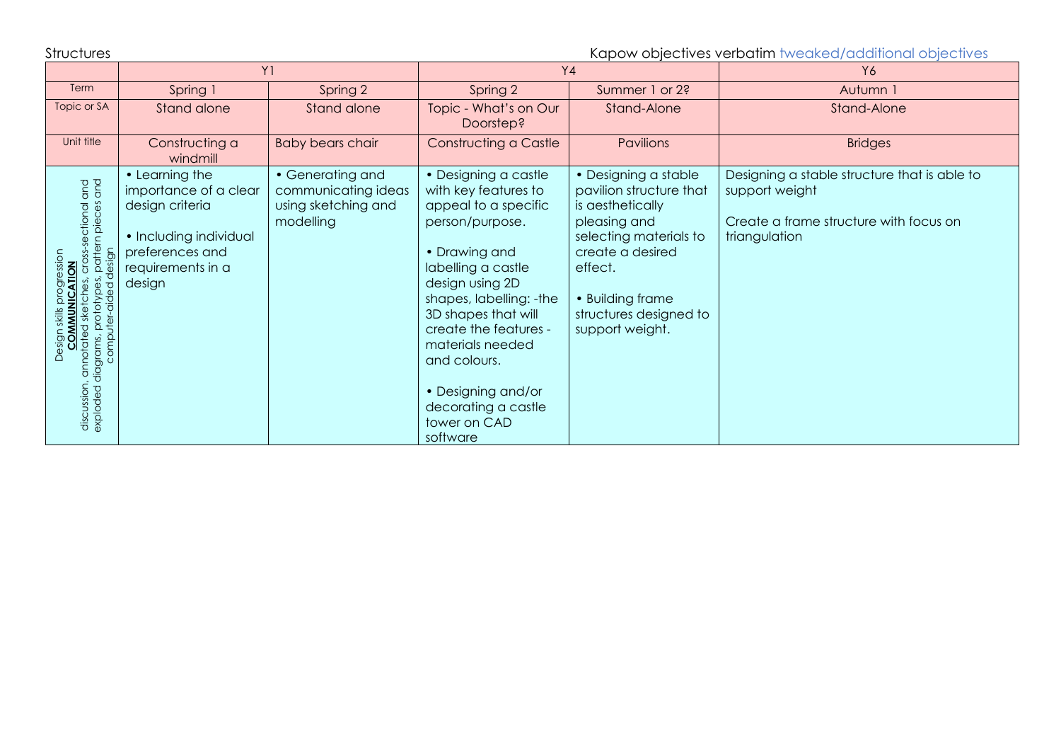Structures

Kapow objectives verbatim tweaked/additional objectives

| | Y1 | | Y4 | | Y6 |
|---|---|---|---|---|---|
| Term | Spring 1 | Spring 2 | Spring 2 | Summer 1 or 2? | Autumn 1 |
| Topic or SA | Stand alone | Stand alone | Topic - What's on Our Doorstep? | Stand-Alone | Stand-Alone |
| Unit title | Constructing a windmill | Baby bears chair | Constructing a Castle | Pavilions | Bridges |
| Design skills progression **COMMUNICATION** discussion, annotated sketches, cross-sectional and exploded diagrams, prototypes, pattern pieces and computer-aided design | • Learning the importance of a clear design criteria<br><br>• Including individual preferences and requirements in a design | • Generating and communicating ideas using sketching and modelling | • Designing a castle with key features to appeal to a specific person/purpose.<br><br>• Drawing and labelling a castle design using 2D shapes, labelling: -the 3D shapes that will create the features - materials needed and colours.<br><br>• Designing and/or decorating a castle tower on CAD software | • Designing a stable pavilion structure that is aesthetically pleasing and selecting materials to create a desired effect.<br><br>• Building frame structures designed to support weight. | Designing a stable structure that is able to support weight<br><br>Create a frame structure with focus on triangulation |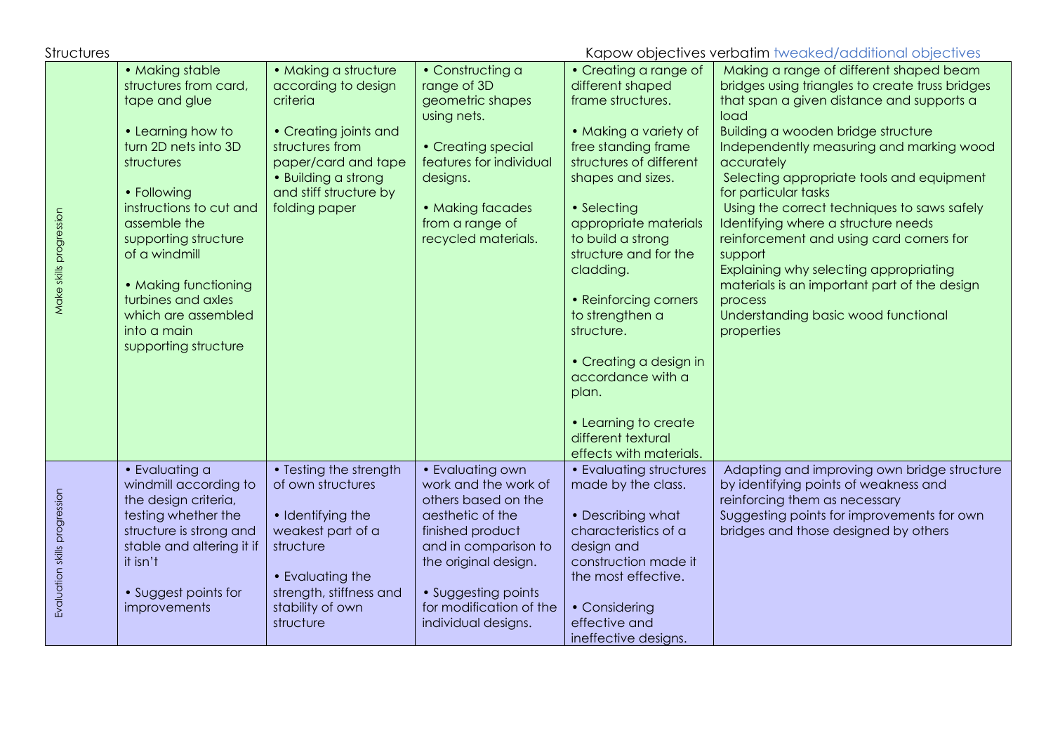Structures

Kapow objectives verbatim tweaked/additional objectives

| | | | | | |
|---|---|---|---|---|---|
| Make skills progression | • Making stable structures from card, tape and glue<br><br>• Learning how to turn 2D nets into 3D structures<br><br>• Following instructions to cut and assemble the supporting structure of a windmill<br><br>• Making functioning turbines and axles which are assembled into a main supporting structure | • Making a structure according to design criteria<br><br>• Creating joints and structures from paper/card and tape<br>• Building a strong and stiff structure by folding paper | • Constructing a range of 3D geometric shapes using nets.<br><br>• Creating special features for individual designs.<br><br>• Making facades from a range of recycled materials. | • Creating a range of different shaped frame structures.<br><br>• Making a variety of free standing frame structures of different shapes and sizes.<br><br>• Selecting appropriate materials to build a strong structure and for the cladding.<br><br>• Reinforcing corners to strengthen a structure.<br><br>• Creating a design in accordance with a plan.<br><br>• Learning to create different textural effects with materials. | Making a range of different shaped beam bridges using triangles to create truss bridges that span a given distance and supports a load<br>Building a wooden bridge structure<br>Independently measuring and marking wood accurately<br>Selecting appropriate tools and equipment for particular tasks<br>Using the correct techniques to saws safely<br>Identifying where a structure needs reinforcement and using card corners for support<br>Explaining why selecting appropriating materials is an important part of the design process<br>Understanding basic wood functional properties |
| Evaluation skills progression | • Evaluating a windmill according to the design criteria, testing whether the structure is strong and stable and altering it if it isn't<br><br>• Suggest points for improvements | • Testing the strength of own structures<br><br>• Identifying the weakest part of a structure<br><br>• Evaluating the strength, stiffness and stability of own structure | • Evaluating own work and the work of others based on the aesthetic of the finished product and in comparison to the original design.<br><br>• Suggesting points for modification of the individual designs. | • Evaluating structures made by the class.<br><br>• Describing what characteristics of a design and construction made it the most effective.<br><br>• Considering effective and ineffective designs. | Adapting and improving own bridge structure by identifying points of weakness and reinforcing them as necessary<br>Suggesting points for improvements for own bridges and those designed by others |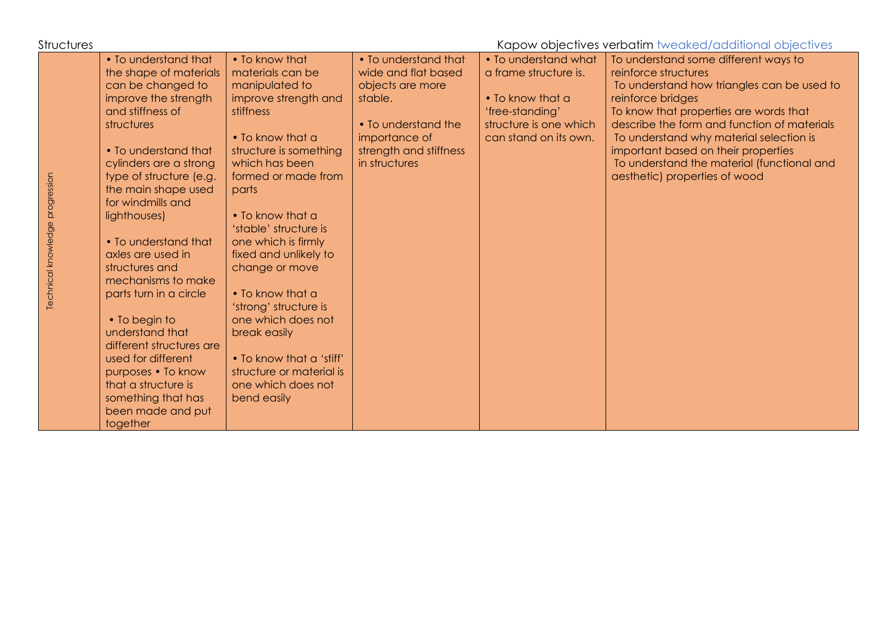Structures

Kapow objectives verbatim tweaked/additional objectives

| Technical knowledge progression | • To understand that the shape of materials can be changed to improve the strength and stiffness of structures<br><br>• To understand that cylinders are a strong type of structure (e.g. the main shape used for windmills and lighthouses)<br><br>• To understand that axles are used in structures and mechanisms to make parts turn in a circle<br><br>• To begin to understand that different structures are used for different purposes • To know that a structure is something that has been made and put together | • To know that materials can be manipulated to improve strength and stiffness<br><br>• To know that a structure is something which has been formed or made from parts<br><br>• To know that a 'stable' structure is one which is firmly fixed and unlikely to change or move<br><br>• To know that a 'strong' structure is one which does not break easily<br><br>• To know that a 'stiff' structure or material is one which does not bend easily | • To understand that wide and flat based objects are more stable.<br><br>• To understand the importance of strength and stiffness in structures | • To understand what a frame structure is.<br><br>• To know that a 'free-standing' structure is one which can stand on its own. | To understand some different ways to reinforce structures<br>To understand how triangles can be used to reinforce bridges<br>To know that properties are words that describe the form and function of materials<br>To understand why material selection is important based on their properties<br>To understand the material (functional and aesthetic) properties of wood |
|---|---|---|---|---|---|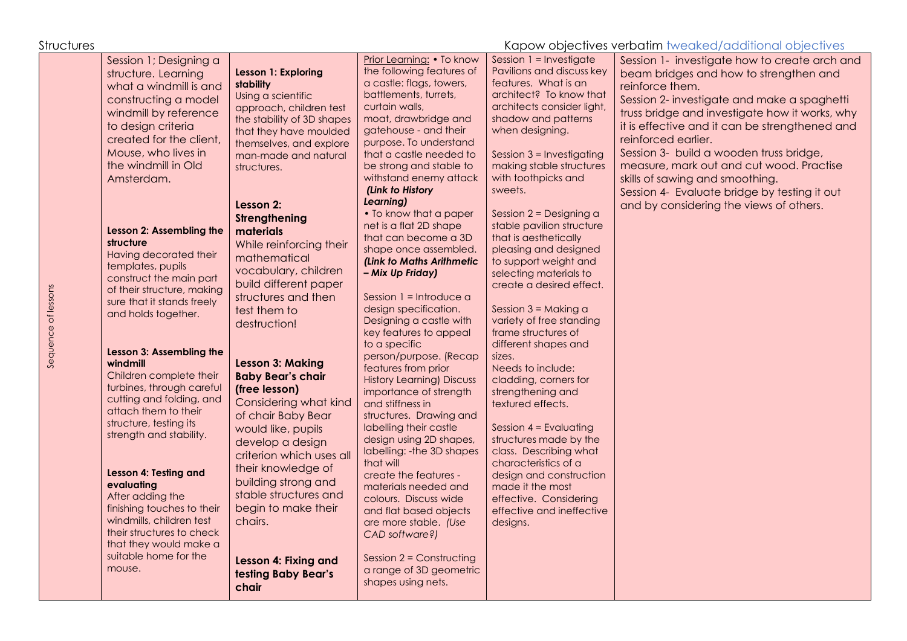Structures

Kapow objectives verbatim tweaked/additional objectives

| Sequence of lessons | | | | | |
|---|---|---|---|---|---|
| Sequence of lessons | Session 1; Designing a structure. Learning what a windmill is and constructing a model windmill by reference to design criteria created for the client, Mouse, who lives in the windmill in Old Amsterdam.<br><br>**Lesson 2: Assembling the structure**<br>Having decorated their templates, pupils construct the main part of their structure, making sure that it stands freely and holds together.<br><br>**Lesson 3: Assembling the windmill**<br>Children complete their turbines, through careful cutting and folding, and attach them to their structure, testing its strength and stability.<br><br>**Lesson 4: Testing and evaluating**<br>After adding the finishing touches to their windmills, children test their structures to check that they would make a suitable home for the mouse. | **Lesson 1: Exploring stability**<br>Using a scientific approach, children test the stability of 3D shapes that they have moulded themselves, and explore man-made and natural structures.<br><br>**Lesson 2: Strengthening materials**<br>While reinforcing their mathematical vocabulary, children build different paper structures and then test them to destruction!<br><br>**Lesson 3: Making Baby Bear's chair (free lesson)**<br>Considering what kind of chair Baby Bear would like, pupils develop a design criterion which uses all their knowledge of building strong and stable structures and begin to make their chairs.<br><br>**Lesson 4: Fixing and testing Baby Bear's chair** | Prior Learning: • To know the following features of a castle: flags, towers, battlements, turrets, curtain walls, moat, drawbridge and gatehouse - and their purpose. To understand that a castle needed to be strong and stable to withstand enemy attack ***(Link to History Learning)***<br>• To know that a paper net is a flat 2D shape that can become a 3D shape once assembled. ***(Link to Maths Arithmetic – Mix Up Friday)***<br><br>Session 1 = Introduce a design specification. Designing a castle with key features to appeal to a specific person/purpose. (Recap features from prior History Learning) Discuss importance of strength and stiffness in structures. Drawing and labelling their castle design using 2D shapes, labelling: -the 3D shapes that will create the features - materials needed and colours. Discuss wide and flat based objects are more stable. *(Use CAD software?)*<br><br>Session 2 = Constructing a range of 3D geometric shapes using nets. | Session 1 = Investigate Pavilions and discuss key features. What is an architect? To know that architects consider light, shadow and patterns when designing.<br><br>Session 3 = Investigating making stable structures with toothpicks and sweets.<br><br>Session 2 = Designing a stable pavilion structure that is aesthetically pleasing and designed to support weight and selecting materials to create a desired effect.<br><br>Session 3 = Making a variety of free standing frame structures of different shapes and sizes.<br>Needs to include: cladding, corners for strengthening and textured effects.<br><br>Session 4 = Evaluating structures made by the class. Describing what characteristics of a design and construction made it the most effective. Considering effective and ineffective designs. | Session 1- investigate how to create arch and beam bridges and how to strengthen and reinforce them.<br>Session 2- investigate and make a spaghetti truss bridge and investigate how it works, why it is effective and it can be strengthened and reinforced earlier.<br>Session 3- build a wooden truss bridge, measure, mark out and cut wood. Practise skills of sawing and smoothing.<br>Session 4- Evaluate bridge by testing it out and by considering the views of others. |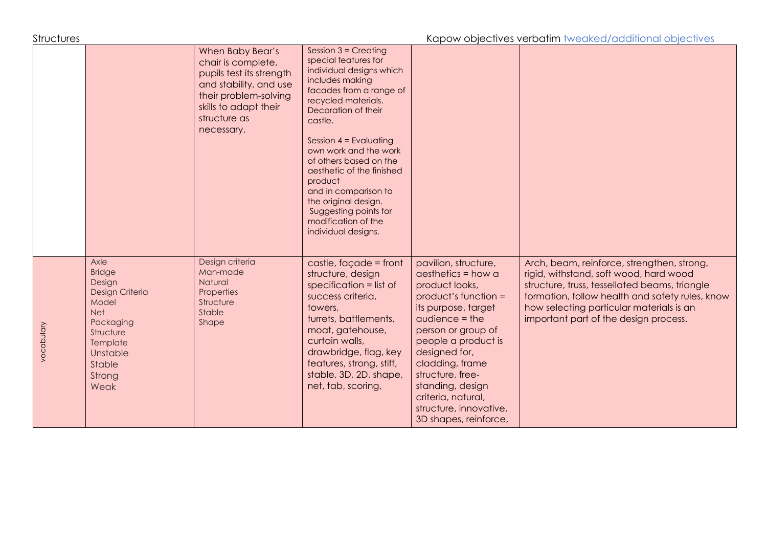Structures — Kapow objectives verbatim tweaked/additional objectives

| | | | | | |
|---|---|---|---|---|---|
| | | When Baby Bear's chair is complete, pupils test its strength and stability, and use their problem-solving skills to adapt their structure as necessary. | Session 3 = Creating special features for individual designs which includes making facades from a range of recycled materials. Decoration of their castle.<br><br>Session 4 = Evaluating own work and the work of others based on the aesthetic of the finished product and in comparison to the original design. Suggesting points for modification of the individual designs. | | |
| vocabulary | Axle<br>Bridge<br>Design<br>Design Criteria<br>Model<br>Net<br>Packaging<br>Structure<br>Template<br>Unstable<br>Stable<br>Strong<br>Weak | Design criteria<br>Man-made<br>Natural<br>Properties<br>Structure<br>Stable<br>Shape | castle, façade = front structure, design specification = list of success criteria, towers, turrets, battlements, moat, gatehouse, curtain walls, drawbridge, flag, key features, strong, stiff, stable, 3D, 2D, shape, net, tab, scoring, | pavilion, structure, aesthetics = how a product looks, product's function = its purpose, target audience = the person or group of people a product is designed for, cladding, frame structure, free-standing, design criteria, natural, structure, innovative, 3D shapes, reinforce, | Arch, beam, reinforce, strengthen, strong, rigid, withstand, soft wood, hard wood structure, truss, tessellated beams, triangle formation, follow health and safety rules, know how selecting particular materials is an important part of the design process. |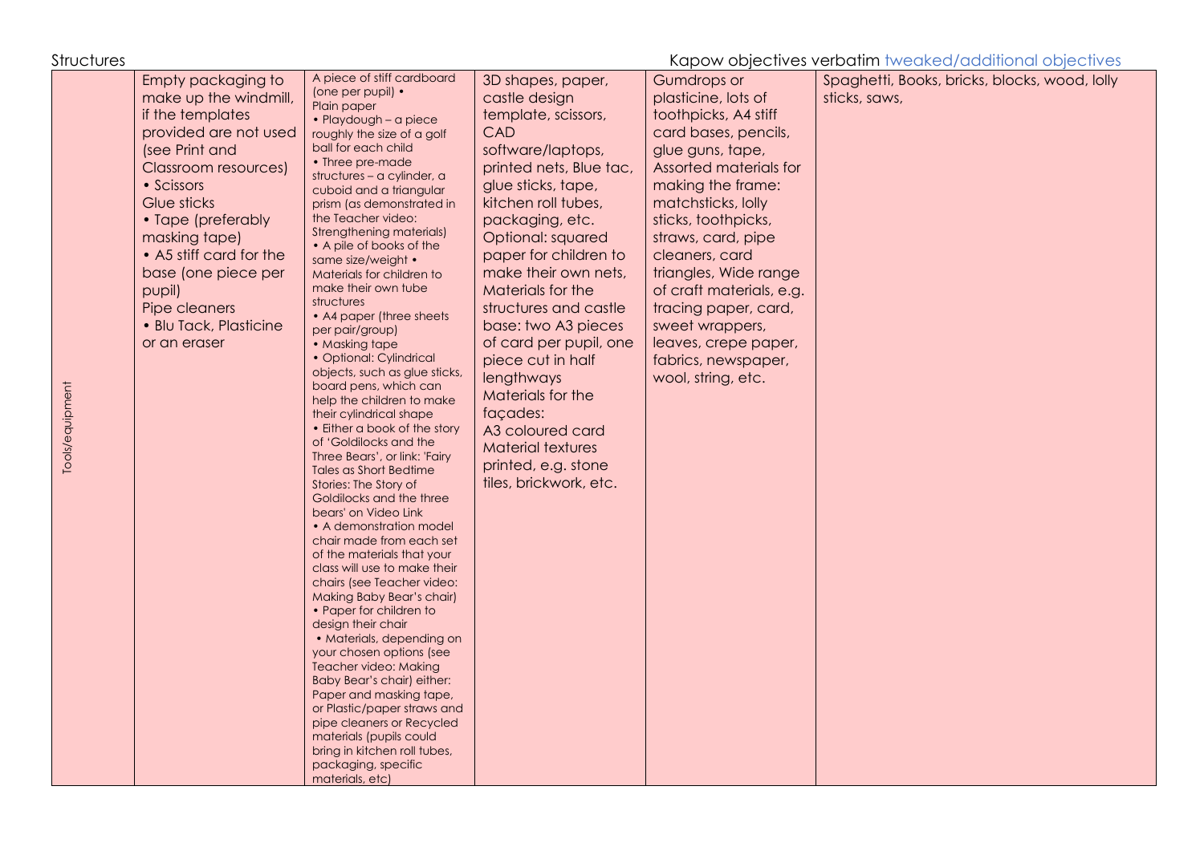Structures

Kapow objectives verbatim tweaked/additional objectives

| Tools/equipment | Empty packaging to make up the windmill, if the templates provided are not used (see Print and Classroom resources) • Scissors Glue sticks • Tape (preferably masking tape) • A5 stiff card for the base (one piece per pupil) Pipe cleaners • Blu Tack, Plasticine or an eraser | A piece of stiff cardboard (one per pupil) • Plain paper • Playdough – a piece roughly the size of a golf ball for each child • Three pre-made structures – a cylinder, a cuboid and a triangular prism (as demonstrated in the Teacher video: Strengthening materials) • A pile of books of the same size/weight • Materials for children to make their own tube structures • A4 paper (three sheets per pair/group) • Masking tape • Optional: Cylindrical objects, such as glue sticks, board pens, which can help the children to make their cylindrical shape • Either a book of the story of 'Goldilocks and the Three Bears', or link: 'Fairy Tales as Short Bedtime Stories: The Story of Goldilocks and the three bears' on Video Link • A demonstration model chair made from each set of the materials that your class will use to make their chairs (see Teacher video: Making Baby Bear's chair) • Paper for children to design their chair • Materials, depending on your chosen options (see Teacher video: Making Baby Bear's chair) either: Paper and masking tape, or Plastic/paper straws and pipe cleaners or Recycled materials (pupils could bring in kitchen roll tubes, packaging, specific materials, etc) | 3D shapes, paper, castle design template, scissors, CAD software/laptops, printed nets, Blue tac, glue sticks, tape, kitchen roll tubes, packaging, etc. Optional: squared paper for children to make their own nets, Materials for the structures and castle base: two A3 pieces of card per pupil, one piece cut in half lengthways Materials for the façades: A3 coloured card Material textures printed, e.g. stone tiles, brickwork, etc. | Gumdrops or plasticine, lots of toothpicks, A4 stiff card bases, pencils, glue guns, tape, Assorted materials for making the frame: matchsticks, lolly sticks, toothpicks, straws, card, pipe cleaners, card triangles, Wide range of craft materials, e.g. tracing paper, card, sweet wrappers, leaves, crepe paper, fabrics, newspaper, wool, string, etc. | Spaghetti, Books, bricks, blocks, wood, lolly sticks, saws, |
|---|---|---|---|---|---|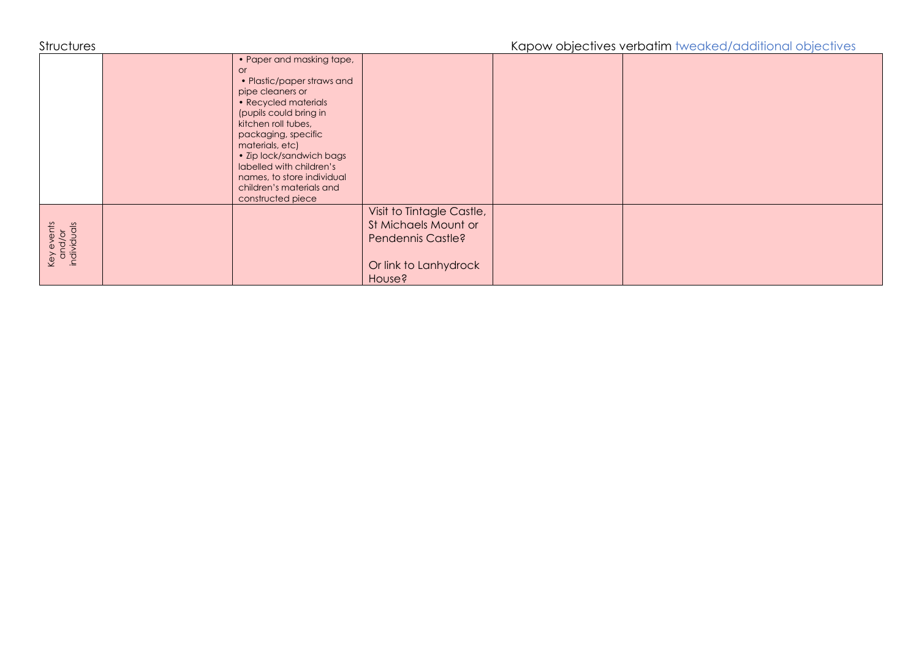Structures

Kapow objectives verbatim tweaked/additional objectives

| | | | | | |
|---|---|---|---|---|---|
| | | • Paper and masking tape, or<br>• Plastic/paper straws and pipe cleaners or<br>• Recycled materials (pupils could bring in kitchen roll tubes, packaging, specific materials, etc)<br>• Zip lock/sandwich bags labelled with children's names, to store individual children's materials and constructed piece | | | |
| Key events and/or individuals | | | Visit to Tintagle Castle, St Michaels Mount or Pendennis Castle?<br><br>Or link to Lanhydrock House? | | |